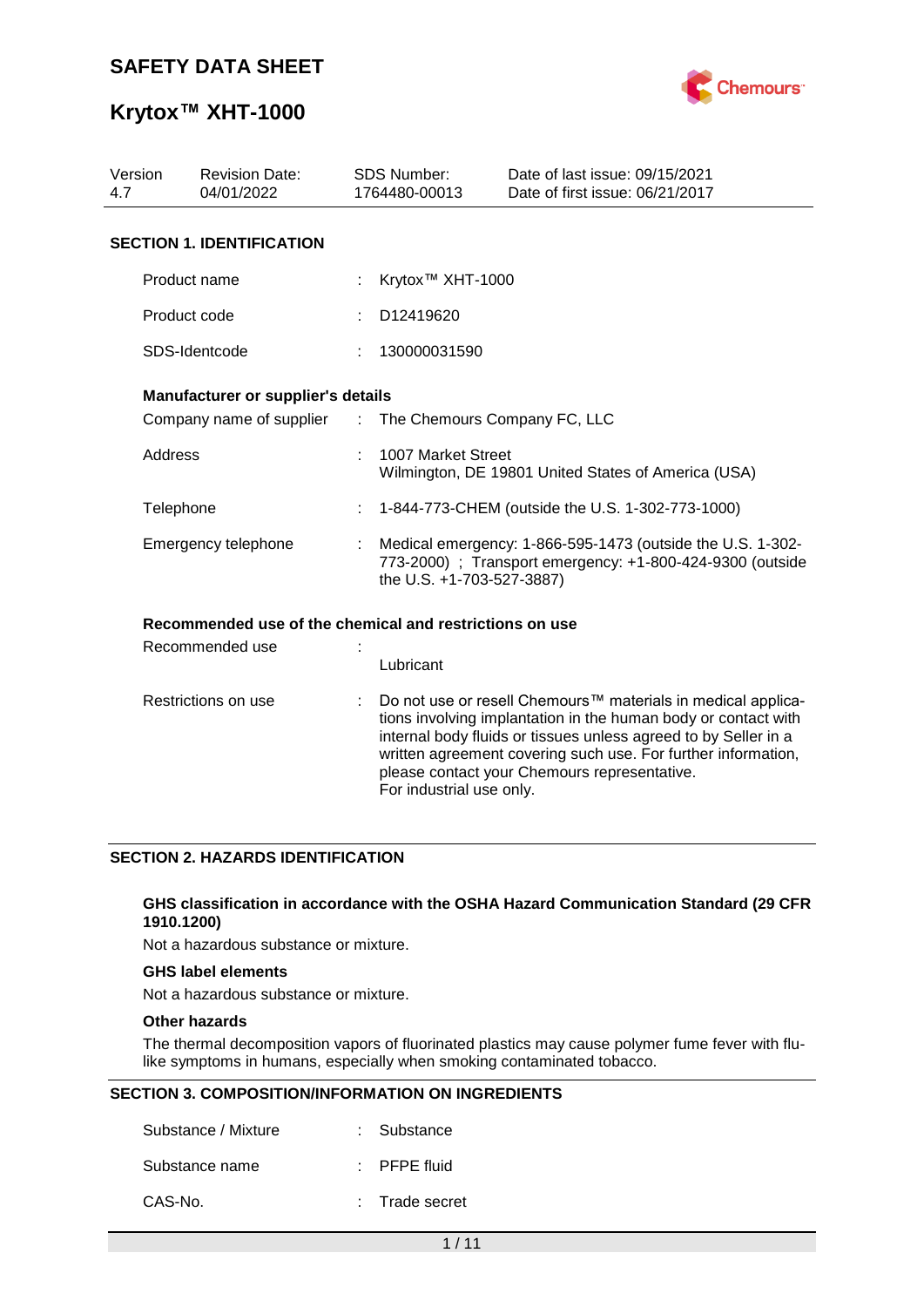# SAFETY DATA SHEET

# Krytox™ XHT-1000

| Version | Revision Date: | SDS Number: | Date of last issue: 09/15/2021 |
|---|---|---|---|
| 4.7 | 04/01/2022 | 1764480-00013 | Date of first issue: 06/21/2017 |

## SECTION 1. IDENTIFICATION

Product name : Krytox™ XHT-1000

Product code : D12419620

SDS-Identcode : 130000031590

### Manufacturer or supplier's details

Company name of supplier : The Chemours Company FC, LLC

Address : 1007 Market Street
Wilmington, DE 19801 United States of America (USA)

Telephone : 1-844-773-CHEM (outside the U.S. 1-302-773-1000)

Emergency telephone : Medical emergency: 1-866-595-1473 (outside the U.S. 1-302-773-2000) ; Transport emergency: +1-800-424-9300 (outside the U.S. +1-703-527-3887)

### Recommended use of the chemical and restrictions on use

Recommended use : Lubricant

Restrictions on use : Do not use or resell Chemours™ materials in medical applications involving implantation in the human body or contact with internal body fluids or tissues unless agreed to by Seller in a written agreement covering such use. For further information, please contact your Chemours representative.
For industrial use only.

## SECTION 2. HAZARDS IDENTIFICATION

### GHS classification in accordance with the OSHA Hazard Communication Standard (29 CFR 1910.1200)

Not a hazardous substance or mixture.

### GHS label elements

Not a hazardous substance or mixture.

### Other hazards

The thermal decomposition vapors of fluorinated plastics may cause polymer fume fever with flu-like symptoms in humans, especially when smoking contaminated tobacco.

## SECTION 3. COMPOSITION/INFORMATION ON INGREDIENTS

Substance / Mixture : Substance

Substance name : PFPE fluid

CAS-No. : Trade secret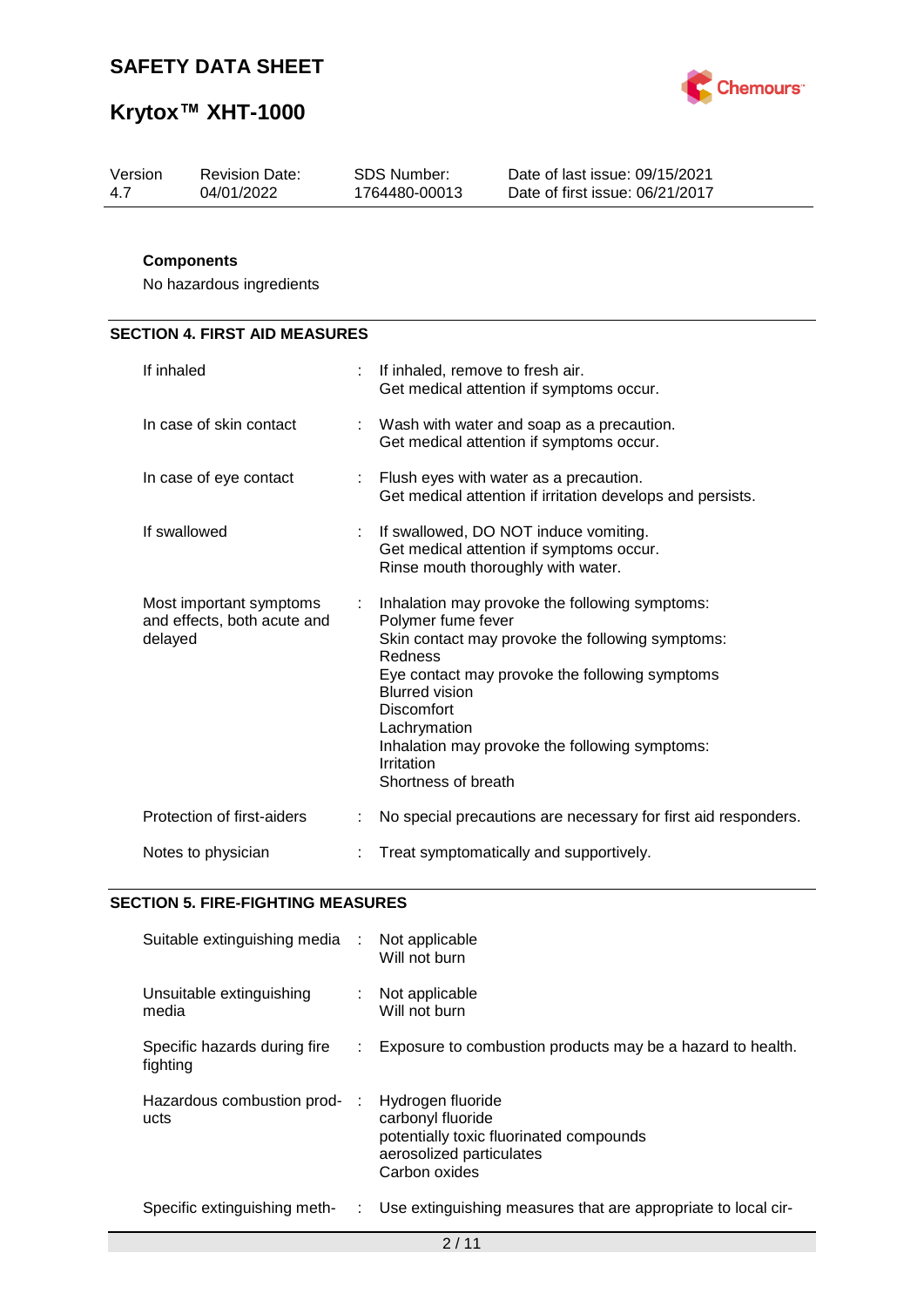**Components**

No hazardous ingredients

## SECTION 4. FIRST AID MEASURES

| | |
|---|---|
| If inhaled | If inhaled, remove to fresh air.<br>Get medical attention if symptoms occur. |
| In case of skin contact | Wash with water and soap as a precaution.<br>Get medical attention if symptoms occur. |
| In case of eye contact | Flush eyes with water as a precaution.<br>Get medical attention if irritation develops and persists. |
| If swallowed | If swallowed, DO NOT induce vomiting.<br>Get medical attention if symptoms occur.<br>Rinse mouth thoroughly with water. |
| Most important symptoms and effects, both acute and delayed | Inhalation may provoke the following symptoms:<br>Polymer fume fever<br>Skin contact may provoke the following symptoms:<br>Redness<br>Eye contact may provoke the following symptoms<br>Blurred vision<br>Discomfort<br>Lachrymation<br>Inhalation may provoke the following symptoms:<br>Irritation<br>Shortness of breath |
| Protection of first-aiders | No special precautions are necessary for first aid responders. |
| Notes to physician | Treat symptomatically and supportively. |

## SECTION 5. FIRE-FIGHTING MEASURES

| | |
|---|---|
| Suitable extinguishing media | Not applicable<br>Will not burn |
| Unsuitable extinguishing media | Not applicable<br>Will not burn |
| Specific hazards during fire fighting | Exposure to combustion products may be a hazard to health. |
| Hazardous combustion products | Hydrogen fluoride<br>carbonyl fluoride<br>potentially toxic fluorinated compounds<br>aerosolized particulates<br>Carbon oxides |
| Specific extinguishing meth- | Use extinguishing measures that are appropriate to local cir- |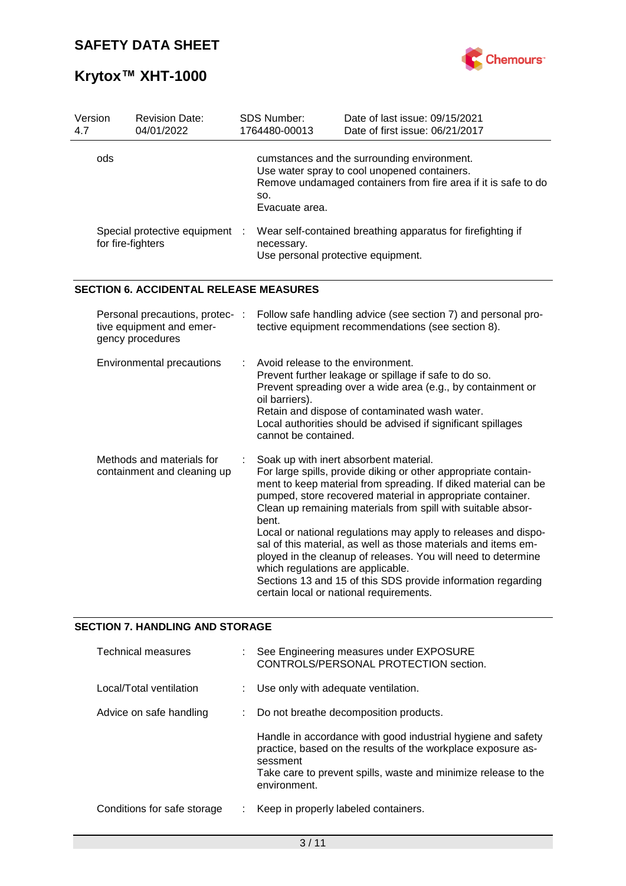| Version 4.7 | Revision Date: 04/01/2022 | SDS Number: 1764480-00013 | Date of last issue: 09/15/2021<br>Date of first issue: 06/21/2017 |
|---|---|---|---|

| | | |
|---|---|---|
| ods | | cumstances and the surrounding environment.<br>Use water spray to cool unopened containers.<br>Remove undamaged containers from fire area if it is safe to do so.<br>Evacuate area. |
| Special protective equipment for fire-fighters | : | Wear self-contained breathing apparatus for firefighting if necessary.<br>Use personal protective equipment. |

## SECTION 6. ACCIDENTAL RELEASE MEASURES

| | | |
|---|---|---|
| Personal precautions, protective equipment and emergency procedures | : | Follow safe handling advice (see section 7) and personal protective equipment recommendations (see section 8). |
| Environmental precautions | : | Avoid release to the environment.<br>Prevent further leakage or spillage if safe to do so.<br>Prevent spreading over a wide area (e.g., by containment or oil barriers).<br>Retain and dispose of contaminated wash water.<br>Local authorities should be advised if significant spillages cannot be contained. |
| Methods and materials for containment and cleaning up | : | Soak up with inert absorbent material.<br>For large spills, provide diking or other appropriate containment to keep material from spreading. If diked material can be pumped, store recovered material in appropriate container.<br>Clean up remaining materials from spill with suitable absorbent.<br>Local or national regulations may apply to releases and disposal of this material, as well as those materials and items employed in the cleanup of releases. You will need to determine which regulations are applicable.<br>Sections 13 and 15 of this SDS provide information regarding certain local or national requirements. |

## SECTION 7. HANDLING AND STORAGE

| | | |
|---|---|---|
| Technical measures | : | See Engineering measures under EXPOSURE CONTROLS/PERSONAL PROTECTION section. |
| Local/Total ventilation | : | Use only with adequate ventilation. |
| Advice on safe handling | : | Do not breathe decomposition products.<br><br>Handle in accordance with good industrial hygiene and safety practice, based on the results of the workplace exposure assessment<br>Take care to prevent spills, waste and minimize release to the environment. |
| Conditions for safe storage | : | Keep in properly labeled containers. |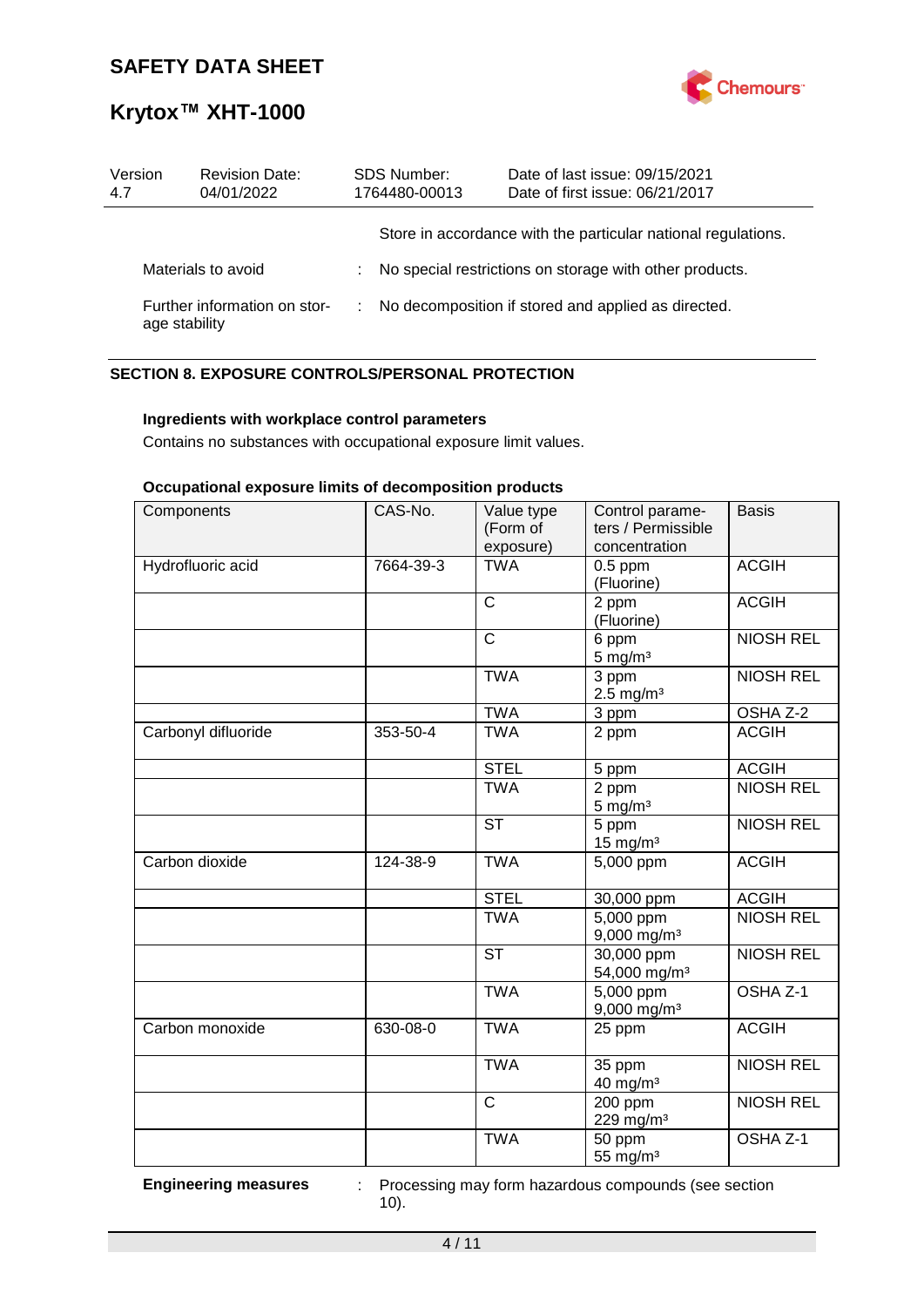Store in accordance with the particular national regulations.

Materials to avoid : No special restrictions on storage with other products.

Further information on storage stability : No decomposition if stored and applied as directed.

## SECTION 8. EXPOSURE CONTROLS/PERSONAL PROTECTION

**Ingredients with workplace control parameters**

Contains no substances with occupational exposure limit values.

**Occupational exposure limits of decomposition products**

| Components | CAS-No. | Value type (Form of exposure) | Control parameters / Permissible concentration | Basis |
|---|---|---|---|---|
| Hydrofluoric acid | 7664-39-3 | TWA | 0.5 ppm (Fluorine) | ACGIH |
| | | C | 2 ppm (Fluorine) | ACGIH |
| | | C | 6 ppm 5 mg/m³ | NIOSH REL |
| | | TWA | 3 ppm 2.5 mg/m³ | NIOSH REL |
| | | TWA | 3 ppm | OSHA Z-2 |
| Carbonyl difluoride | 353-50-4 | TWA | 2 ppm | ACGIH |
| | | STEL | 5 ppm | ACGIH |
| | | TWA | 2 ppm 5 mg/m³ | NIOSH REL |
| | | ST | 5 ppm 15 mg/m³ | NIOSH REL |
| Carbon dioxide | 124-38-9 | TWA | 5,000 ppm | ACGIH |
| | | STEL | 30,000 ppm | ACGIH |
| | | TWA | 5,000 ppm 9,000 mg/m³ | NIOSH REL |
| | | ST | 30,000 ppm 54,000 mg/m³ | NIOSH REL |
| | | TWA | 5,000 ppm 9,000 mg/m³ | OSHA Z-1 |
| Carbon monoxide | 630-08-0 | TWA | 25 ppm | ACGIH |
| | | TWA | 35 ppm 40 mg/m³ | NIOSH REL |
| | | C | 200 ppm 229 mg/m³ | NIOSH REL |
| | | TWA | 50 ppm 55 mg/m³ | OSHA Z-1 |

**Engineering measures** : Processing may form hazardous compounds (see section 10).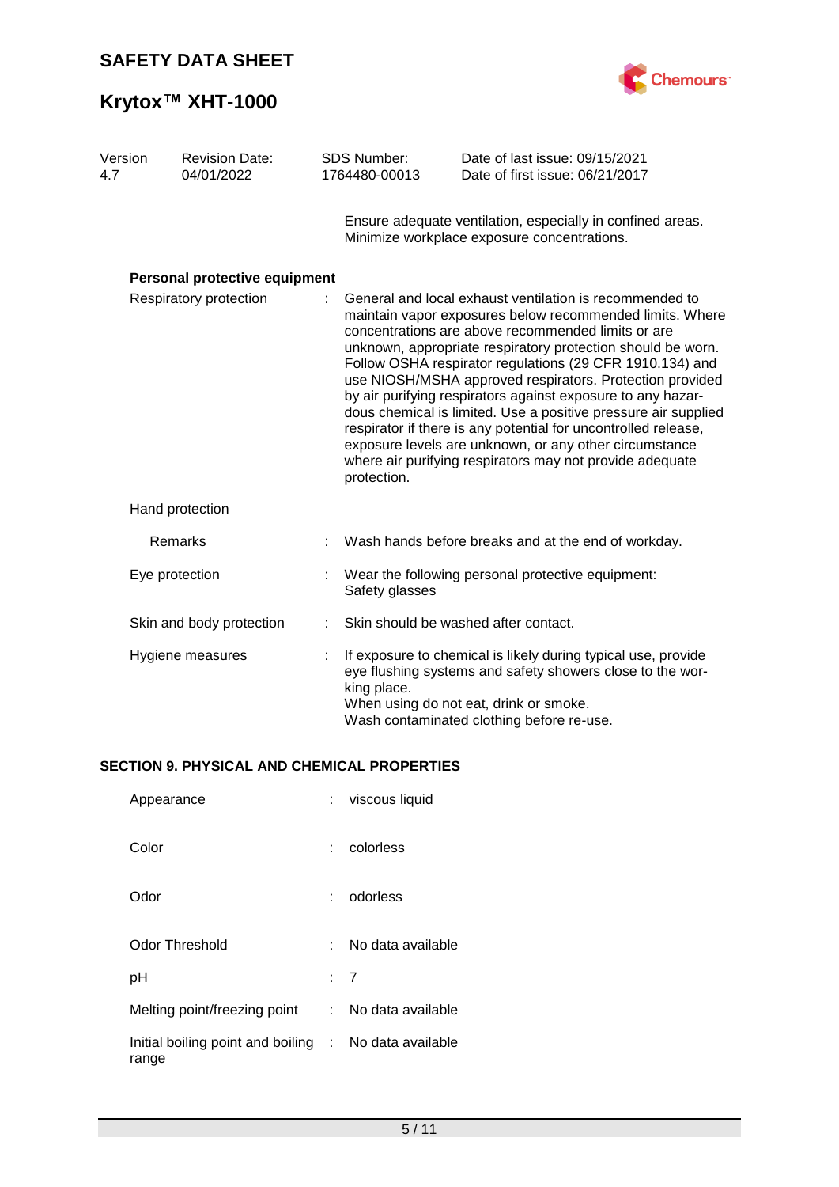Ensure adequate ventilation, especially in confined areas. Minimize workplace exposure concentrations.

**Personal protective equipment**

| | | |
|---|---|---|
| Respiratory protection | : | General and local exhaust ventilation is recommended to maintain vapor exposures below recommended limits. Where concentrations are above recommended limits or are unknown, appropriate respiratory protection should be worn. Follow OSHA respirator regulations (29 CFR 1910.134) and use NIOSH/MSHA approved respirators. Protection provided by air purifying respirators against exposure to any hazardous chemical is limited. Use a positive pressure air supplied respirator if there is any potential for uncontrolled release, exposure levels are unknown, or any other circumstance where air purifying respirators may not provide adequate protection. |
| Hand protection | | |
| Remarks | : | Wash hands before breaks and at the end of workday. |
| Eye protection | : | Wear the following personal protective equipment: Safety glasses |
| Skin and body protection | : | Skin should be washed after contact. |
| Hygiene measures | : | If exposure to chemical is likely during typical use, provide eye flushing systems and safety showers close to the working place. When using do not eat, drink or smoke. Wash contaminated clothing before re-use. |

## SECTION 9. PHYSICAL AND CHEMICAL PROPERTIES

| | | |
|---|---|---|
| Appearance | : | viscous liquid |
| Color | : | colorless |
| Odor | : | odorless |
| Odor Threshold | : | No data available |
| pH | : | 7 |
| Melting point/freezing point | : | No data available |
| Initial boiling point and boiling range | : | No data available |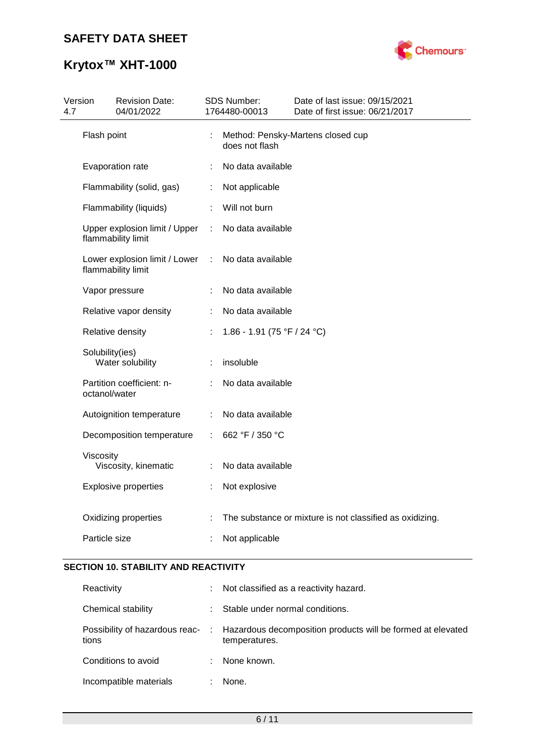| | | |
|---|---|---|
| Flash point | : | Method: Pensky-Martens closed cup<br>does not flash |
| Evaporation rate | : | No data available |
| Flammability (solid, gas) | : | Not applicable |
| Flammability (liquids) | : | Will not burn |
| Upper explosion limit / Upper flammability limit | : | No data available |
| Lower explosion limit / Lower flammability limit | : | No data available |
| Vapor pressure | : | No data available |
| Relative vapor density | : | No data available |
| Relative density | : | 1.86 - 1.91 (75 °F / 24 °C) |
| Solubility(ies)<br>Water solubility | : | insoluble |
| Partition coefficient: n-octanol/water | : | No data available |
| Autoignition temperature | : | No data available |
| Decomposition temperature | : | 662 °F / 350 °C |
| Viscosity<br>Viscosity, kinematic | : | No data available |
| Explosive properties | : | Not explosive |
| Oxidizing properties | : | The substance or mixture is not classified as oxidizing. |
| Particle size | : | Not applicable |

## SECTION 10. STABILITY AND REACTIVITY

| | | |
|---|---|---|
| Reactivity | : | Not classified as a reactivity hazard. |
| Chemical stability | : | Stable under normal conditions. |
| Possibility of hazardous reactions | : | Hazardous decomposition products will be formed at elevated temperatures. |
| Conditions to avoid | : | None known. |
| Incompatible materials | : | None. |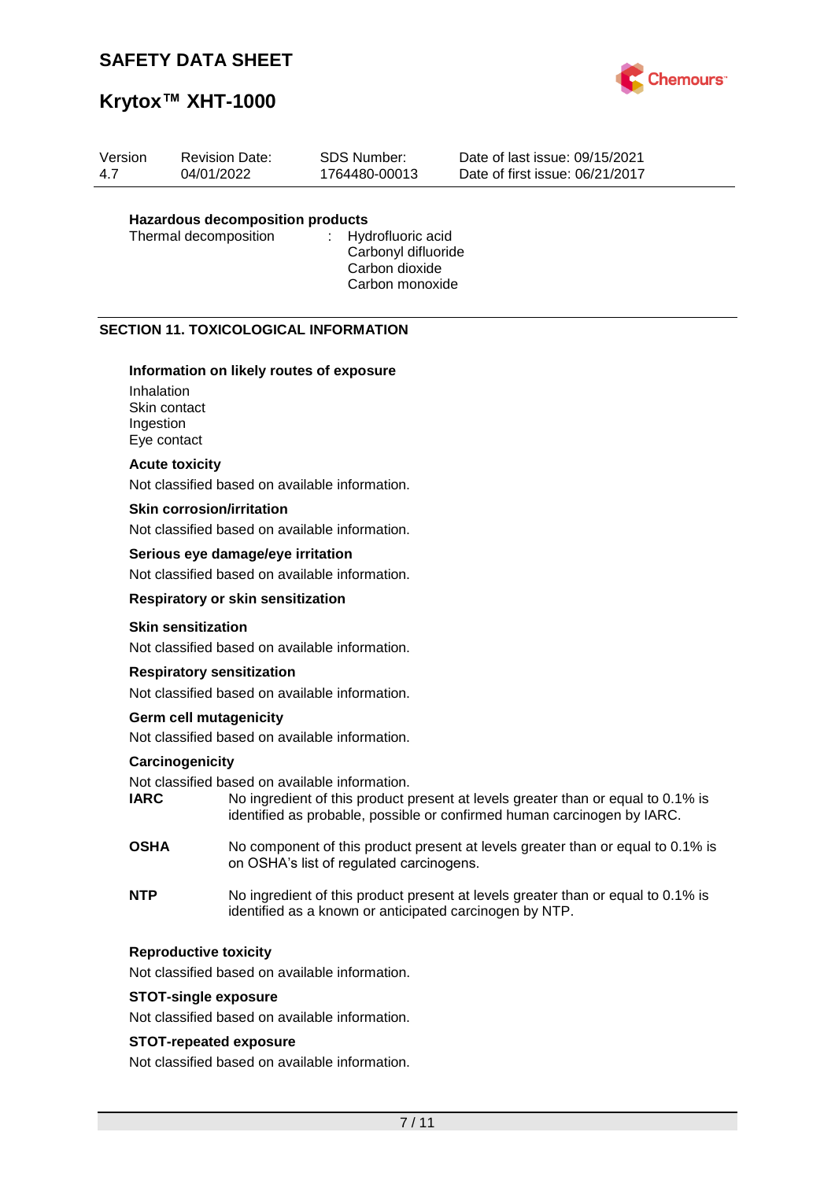**Hazardous decomposition products**

Thermal decomposition : Hydrofluoric acid
Carbonyl difluoride
Carbon dioxide
Carbon monoxide

## SECTION 11. TOXICOLOGICAL INFORMATION

**Information on likely routes of exposure**

Inhalation
Skin contact
Ingestion
Eye contact

**Acute toxicity**

Not classified based on available information.

**Skin corrosion/irritation**

Not classified based on available information.

**Serious eye damage/eye irritation**

Not classified based on available information.

**Respiratory or skin sensitization**

**Skin sensitization**

Not classified based on available information.

**Respiratory sensitization**

Not classified based on available information.

**Germ cell mutagenicity**

Not classified based on available information.

**Carcinogenicity**

Not classified based on available information.

**IARC** No ingredient of this product present at levels greater than or equal to 0.1% is identified as probable, possible or confirmed human carcinogen by IARC.

**OSHA** No component of this product present at levels greater than or equal to 0.1% is on OSHA's list of regulated carcinogens.

**NTP** No ingredient of this product present at levels greater than or equal to 0.1% is identified as a known or anticipated carcinogen by NTP.

**Reproductive toxicity**

Not classified based on available information.

**STOT-single exposure**

Not classified based on available information.

**STOT-repeated exposure**

Not classified based on available information.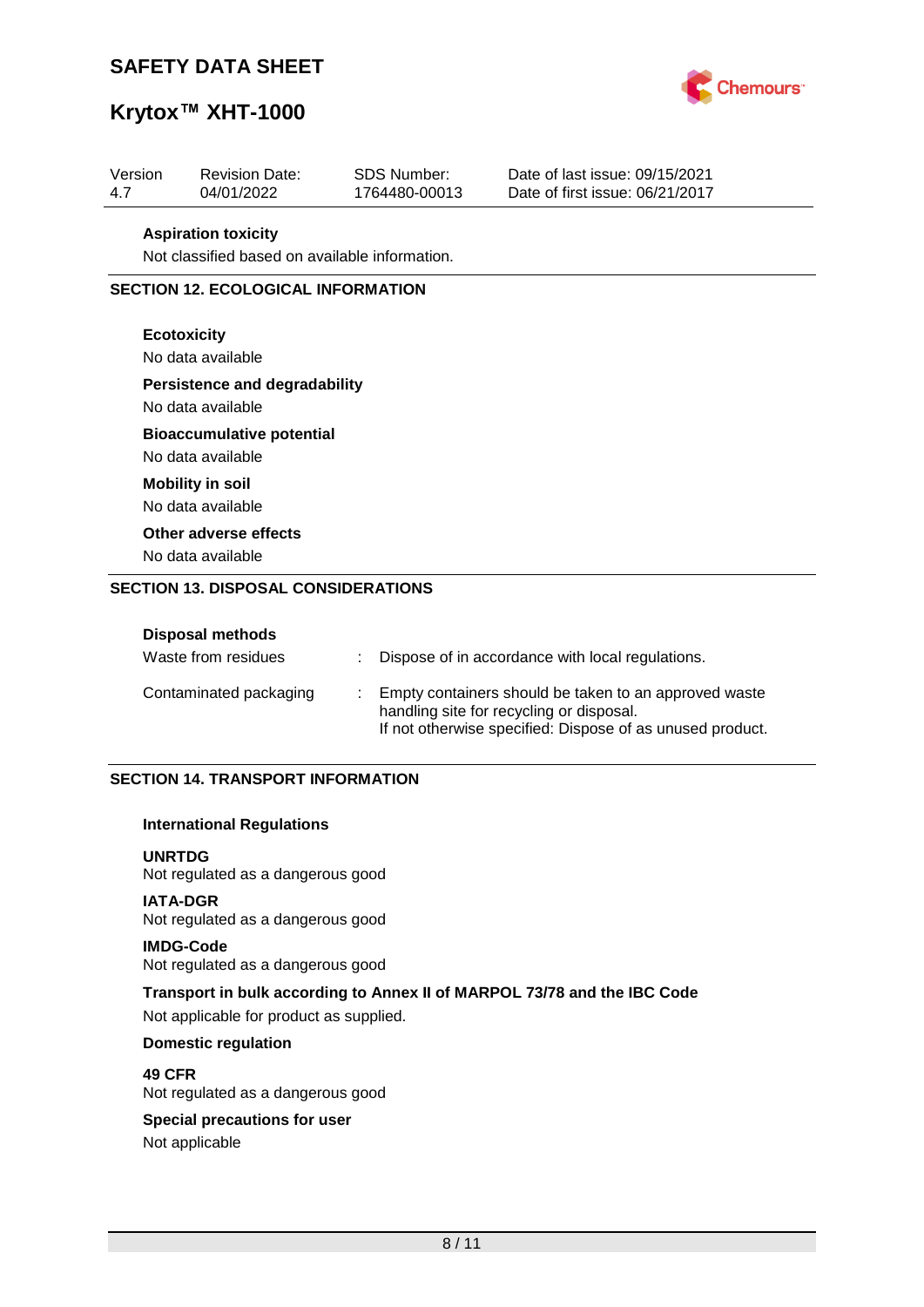**Aspiration toxicity**

Not classified based on available information.

## SECTION 12. ECOLOGICAL INFORMATION

**Ecotoxicity**

No data available

**Persistence and degradability**

No data available

**Bioaccumulative potential**

No data available

**Mobility in soil**

No data available

**Other adverse effects**

No data available

## SECTION 13. DISPOSAL CONSIDERATIONS

**Disposal methods**

| | | |
|---|---|---|
| Waste from residues | : | Dispose of in accordance with local regulations. |
| Contaminated packaging | : | Empty containers should be taken to an approved waste handling site for recycling or disposal. If not otherwise specified: Dispose of as unused product. |

## SECTION 14. TRANSPORT INFORMATION

**International Regulations**

**UNRTDG**
Not regulated as a dangerous good

**IATA-DGR**
Not regulated as a dangerous good

**IMDG-Code**
Not regulated as a dangerous good

**Transport in bulk according to Annex II of MARPOL 73/78 and the IBC Code**

Not applicable for product as supplied.

**Domestic regulation**

**49 CFR**
Not regulated as a dangerous good

**Special precautions for user**

Not applicable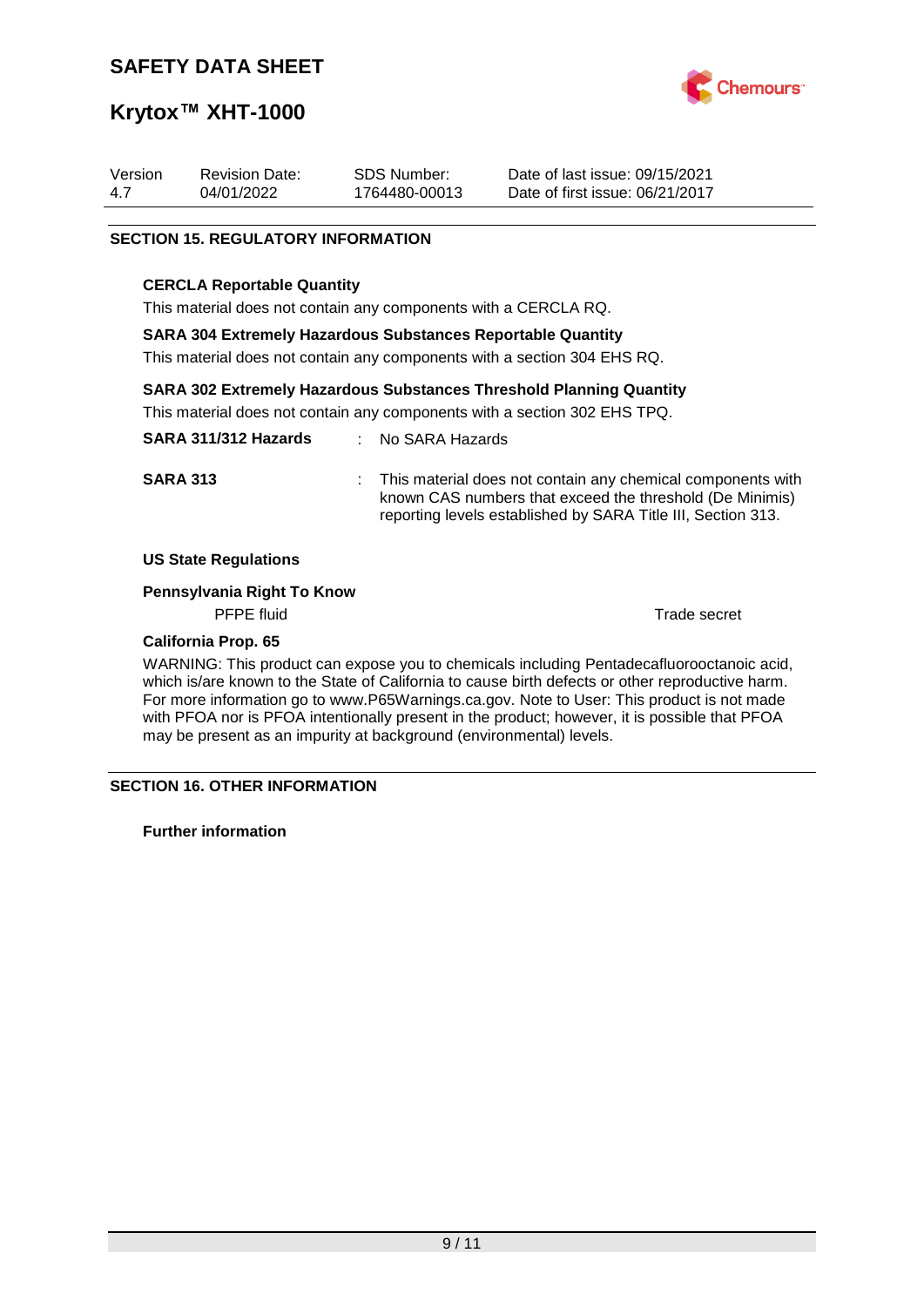## SECTION 15. REGULATORY INFORMATION

**CERCLA Reportable Quantity**

This material does not contain any components with a CERCLA RQ.

**SARA 304 Extremely Hazardous Substances Reportable Quantity**

This material does not contain any components with a section 304 EHS RQ.

**SARA 302 Extremely Hazardous Substances Threshold Planning Quantity**

This material does not contain any components with a section 302 EHS TPQ.

**SARA 311/312 Hazards** : No SARA Hazards

**SARA 313** : This material does not contain any chemical components with known CAS numbers that exceed the threshold (De Minimis) reporting levels established by SARA Title III, Section 313.

**US State Regulations**

**Pennsylvania Right To Know**

| | |
|---|---|
| PFPE fluid | Trade secret |

**California Prop. 65**

WARNING: This product can expose you to chemicals including Pentadecafluorooctanoic acid, which is/are known to the State of California to cause birth defects or other reproductive harm. For more information go to www.P65Warnings.ca.gov. Note to User: This product is not made with PFOA nor is PFOA intentionally present in the product; however, it is possible that PFOA may be present as an impurity at background (environmental) levels.

## SECTION 16. OTHER INFORMATION

**Further information**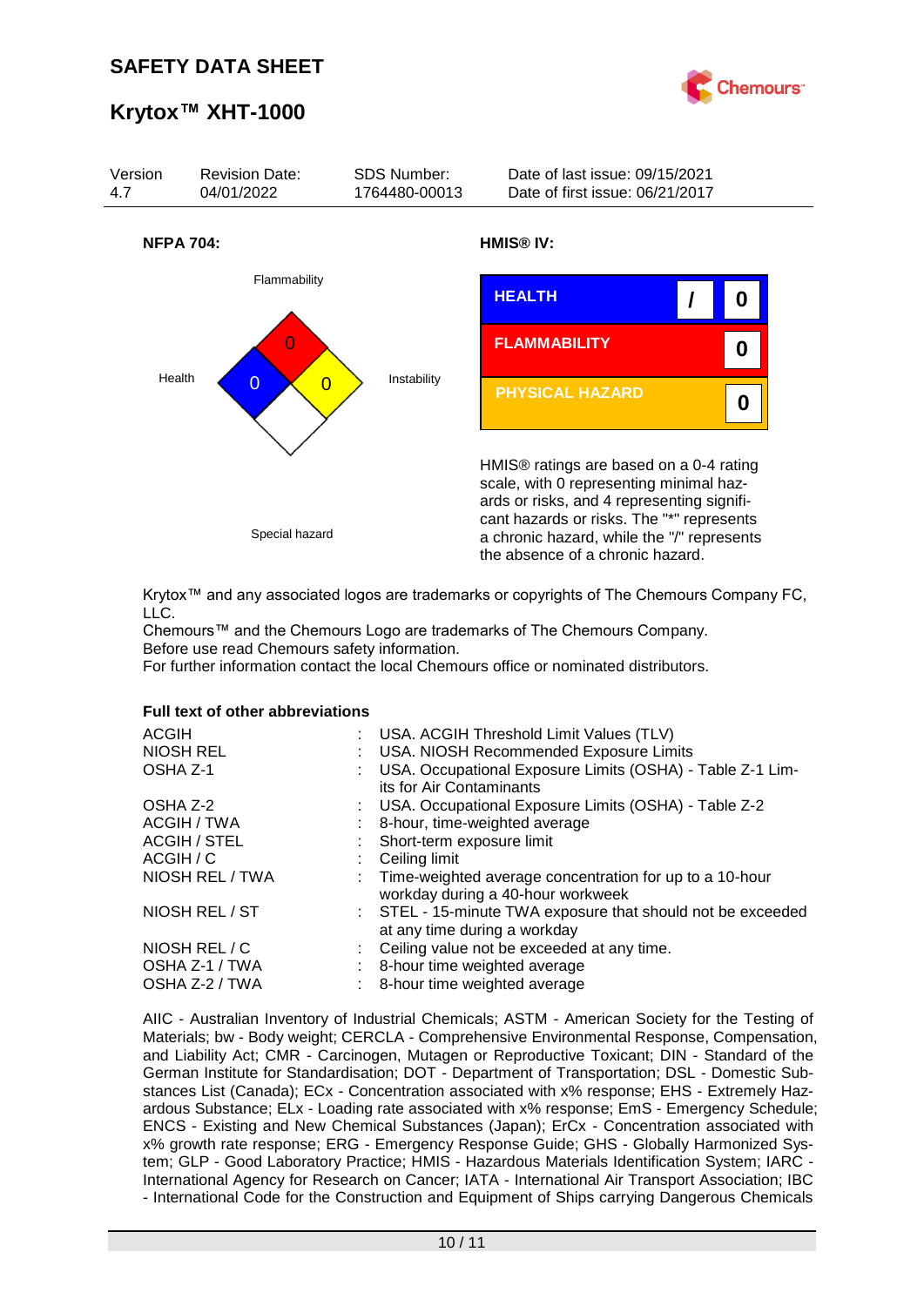# SAFETY DATA SHEET

## Krytox™ XHT-1000

Chemours

| Version | Revision Date: | SDS Number: | Date of last issue: 09/15/2021 |
|---|---|---|---|
| 4.7 | 04/01/2022 | 1764480-00013 | Date of first issue: 06/21/2017 |

**NFPA 704:**

Flammability: 0
Health: 0
Instability: 0
Special hazard

**HMIS® IV:**

| | | |
|---|---|---|
| HEALTH | / | 0 |
| FLAMMABILITY | | 0 |
| PHYSICAL HAZARD | | 0 |

HMIS® ratings are based on a 0-4 rating scale, with 0 representing minimal hazards or risks, and 4 representing significant hazards or risks. The "*" represents a chronic hazard, while the "/" represents the absence of a chronic hazard.

Krytox™ and any associated logos are trademarks or copyrights of The Chemours Company FC, LLC.
Chemours™ and the Chemours Logo are trademarks of The Chemours Company.
Before use read Chemours safety information.
For further information contact the local Chemours office or nominated distributors.

**Full text of other abbreviations**

| | | |
|---|---|---|
| ACGIH | : | USA. ACGIH Threshold Limit Values (TLV) |
| NIOSH REL | : | USA. NIOSH Recommended Exposure Limits |
| OSHA Z-1 | : | USA. Occupational Exposure Limits (OSHA) - Table Z-1 Limits for Air Contaminants |
| OSHA Z-2 | : | USA. Occupational Exposure Limits (OSHA) - Table Z-2 |
| ACGIH / TWA | : | 8-hour, time-weighted average |
| ACGIH / STEL | : | Short-term exposure limit |
| ACGIH / C | : | Ceiling limit |
| NIOSH REL / TWA | : | Time-weighted average concentration for up to a 10-hour workday during a 40-hour workweek |
| NIOSH REL / ST | : | STEL - 15-minute TWA exposure that should not be exceeded at any time during a workday |
| NIOSH REL / C | : | Ceiling value not be exceeded at any time. |
| OSHA Z-1 / TWA | : | 8-hour time weighted average |
| OSHA Z-2 / TWA | : | 8-hour time weighted average |

AIIC - Australian Inventory of Industrial Chemicals; ASTM - American Society for the Testing of Materials; bw - Body weight; CERCLA - Comprehensive Environmental Response, Compensation, and Liability Act; CMR - Carcinogen, Mutagen or Reproductive Toxicant; DIN - Standard of the German Institute for Standardisation; DOT - Department of Transportation; DSL - Domestic Substances List (Canada); ECx - Concentration associated with x% response; EHS - Extremely Hazardous Substance; ELx - Loading rate associated with x% response; EmS - Emergency Schedule; ENCS - Existing and New Chemical Substances (Japan); ErCx - Concentration associated with x% growth rate response; ERG - Emergency Response Guide; GHS - Globally Harmonized System; GLP - Good Laboratory Practice; HMIS - Hazardous Materials Identification System; IARC - International Agency for Research on Cancer; IATA - International Air Transport Association; IBC - International Code for the Construction and Equipment of Ships carrying Dangerous Chemicals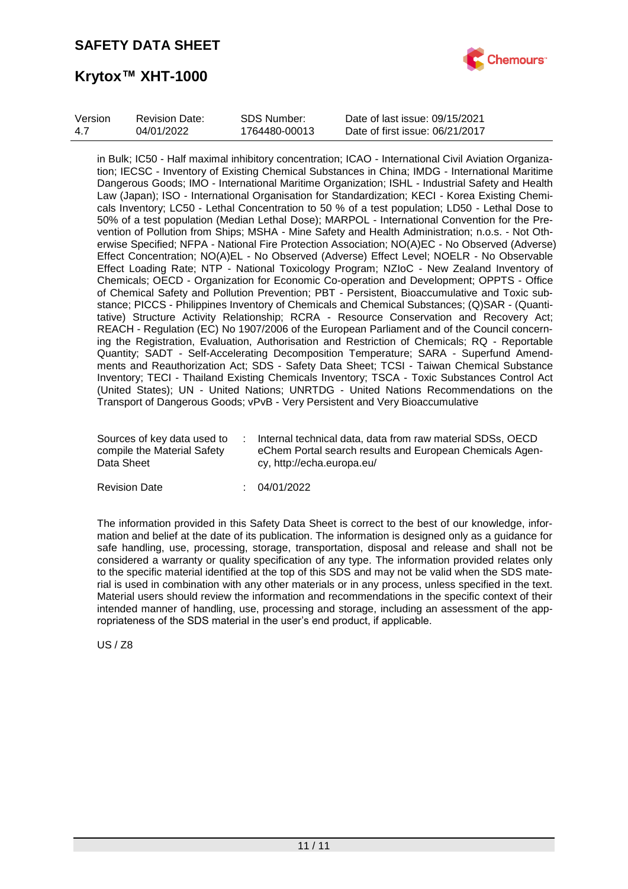in Bulk; IC50 - Half maximal inhibitory concentration; ICAO - International Civil Aviation Organization; IECSC - Inventory of Existing Chemical Substances in China; IMDG - International Maritime Dangerous Goods; IMO - International Maritime Organization; ISHL - Industrial Safety and Health Law (Japan); ISO - International Organisation for Standardization; KECI - Korea Existing Chemicals Inventory; LC50 - Lethal Concentration to 50 % of a test population; LD50 - Lethal Dose to 50% of a test population (Median Lethal Dose); MARPOL - International Convention for the Prevention of Pollution from Ships; MSHA - Mine Safety and Health Administration; n.o.s. - Not Otherwise Specified; NFPA - National Fire Protection Association; NO(A)EC - No Observed (Adverse) Effect Concentration; NO(A)EL - No Observed (Adverse) Effect Level; NOELR - No Observable Effect Loading Rate; NTP - National Toxicology Program; NZIoC - New Zealand Inventory of Chemicals; OECD - Organization for Economic Co-operation and Development; OPPTS - Office of Chemical Safety and Pollution Prevention; PBT - Persistent, Bioaccumulative and Toxic substance; PICCS - Philippines Inventory of Chemicals and Chemical Substances; (Q)SAR - (Quantitative) Structure Activity Relationship; RCRA - Resource Conservation and Recovery Act; REACH - Regulation (EC) No 1907/2006 of the European Parliament and of the Council concerning the Registration, Evaluation, Authorisation and Restriction of Chemicals; RQ - Reportable Quantity; SADT - Self-Accelerating Decomposition Temperature; SARA - Superfund Amendments and Reauthorization Act; SDS - Safety Data Sheet; TCSI - Taiwan Chemical Substance Inventory; TECI - Thailand Existing Chemicals Inventory; TSCA - Toxic Substances Control Act (United States); UN - United Nations; UNRTDG - United Nations Recommendations on the Transport of Dangerous Goods; vPvB - Very Persistent and Very Bioaccumulative

Sources of key data used to compile the Material Safety Data Sheet : Internal technical data, data from raw material SDSs, OECD eChem Portal search results and European Chemicals Agency, http://echa.europa.eu/

Revision Date : 04/01/2022

The information provided in this Safety Data Sheet is correct to the best of our knowledge, information and belief at the date of its publication. The information is designed only as a guidance for safe handling, use, processing, storage, transportation, disposal and release and shall not be considered a warranty or quality specification of any type. The information provided relates only to the specific material identified at the top of this SDS and may not be valid when the SDS material is used in combination with any other materials or in any process, unless specified in the text. Material users should review the information and recommendations in the specific context of their intended manner of handling, use, processing and storage, including an assessment of the appropriateness of the SDS material in the user's end product, if applicable.

US / Z8